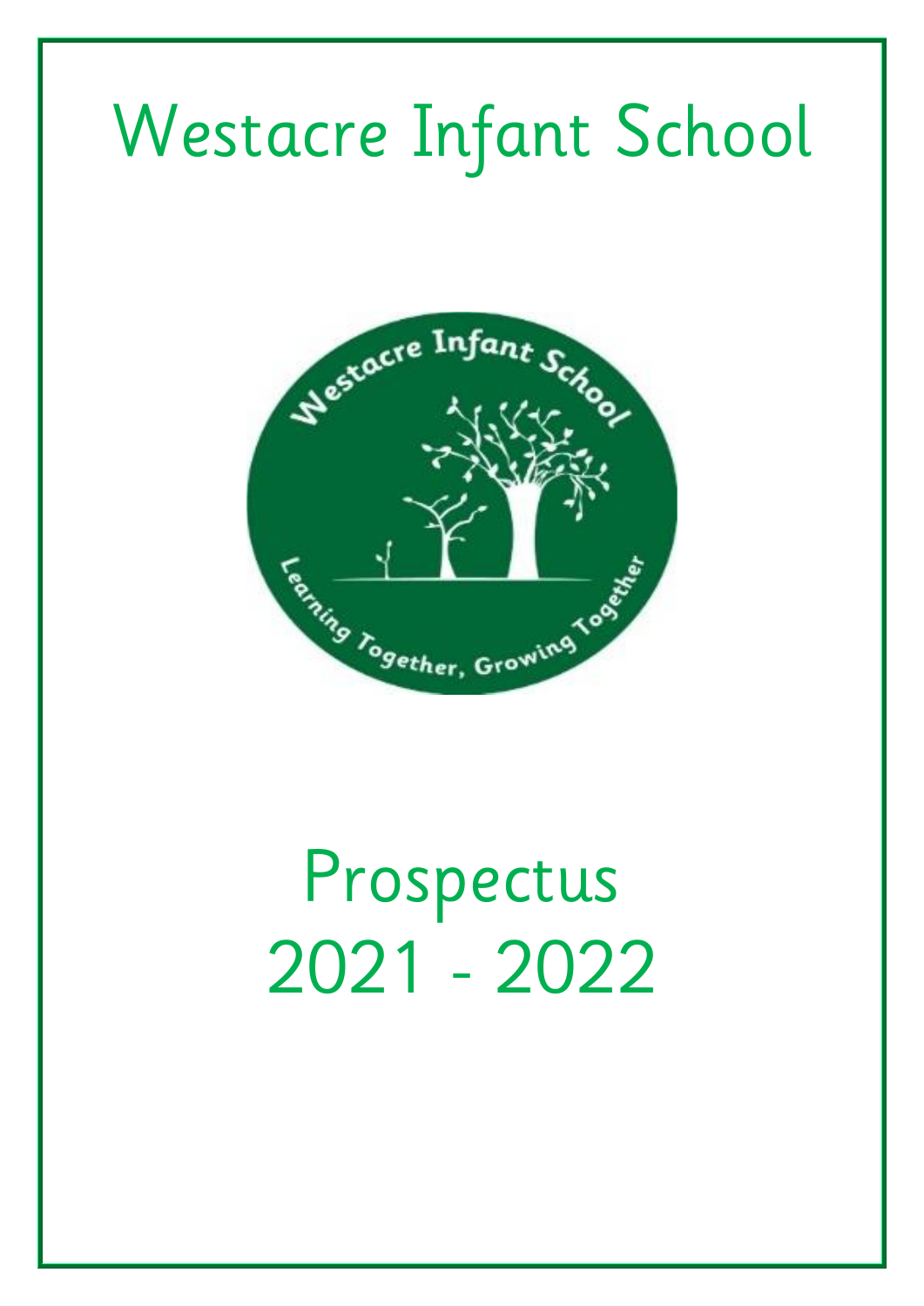# Westacre Infant School

Westacre Infant School

Learning Together, Growing Together

# Prospectus 2021 - 2022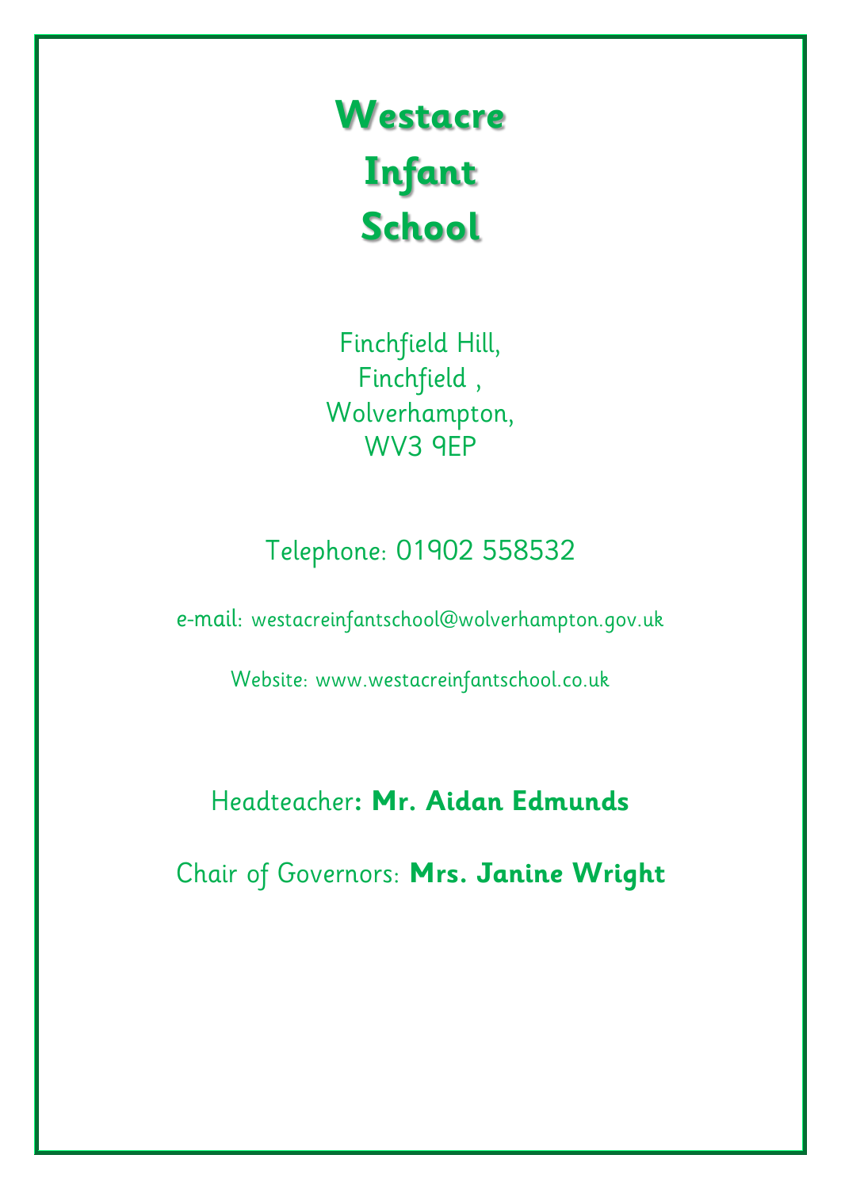# Westacre Infant School

Finchfield Hill,
Finchfield ,
Wolverhampton,
WV3 9EP

Telephone: 01902 558532

e-mail: westacreinfantschool@wolverhampton.gov.uk

Website: www.westacreinfantschool.co.uk

Headteacher**: Mr. Aidan Edmunds**

Chair of Governors: **Mrs. Janine Wright**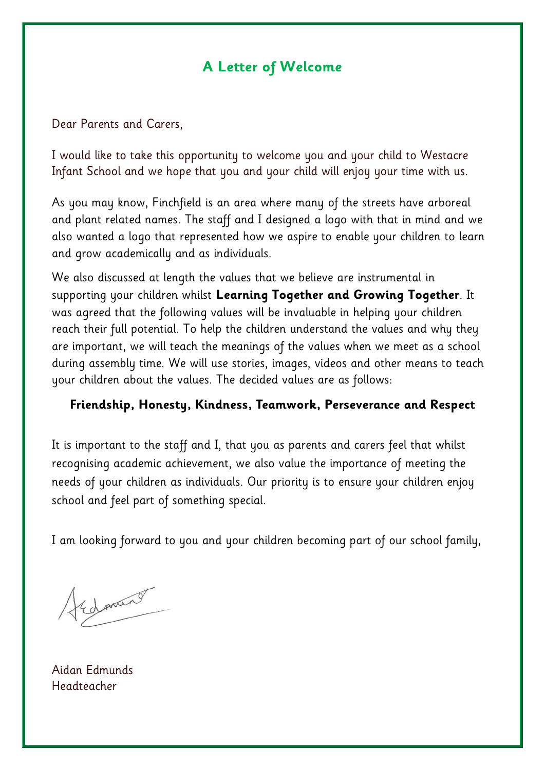# A Letter of Welcome

Dear Parents and Carers,

I would like to take this opportunity to welcome you and your child to Westacre Infant School and we hope that you and your child will enjoy your time with us.

As you may know, Finchfield is an area where many of the streets have arboreal and plant related names. The staff and I designed a logo with that in mind and we also wanted a logo that represented how we aspire to enable your children to learn and grow academically and as individuals.

We also discussed at length the values that we believe are instrumental in supporting your children whilst **Learning Together and Growing Together**. It was agreed that the following values will be invaluable in helping your children reach their full potential. To help the children understand the values and why they are important, we will teach the meanings of the values when we meet as a school during assembly time. We will use stories, images, videos and other means to teach your children about the values. The decided values are as follows:

**Friendship, Honesty, Kindness, Teamwork, Perseverance and Respect**

It is important to the staff and I, that you as parents and carers feel that whilst recognising academic achievement, we also value the importance of meeting the needs of your children as individuals. Our priority is to ensure your children enjoy school and feel part of something special.

I am looking forward to you and your children becoming part of our school family,

Aidan Edmunds
Headteacher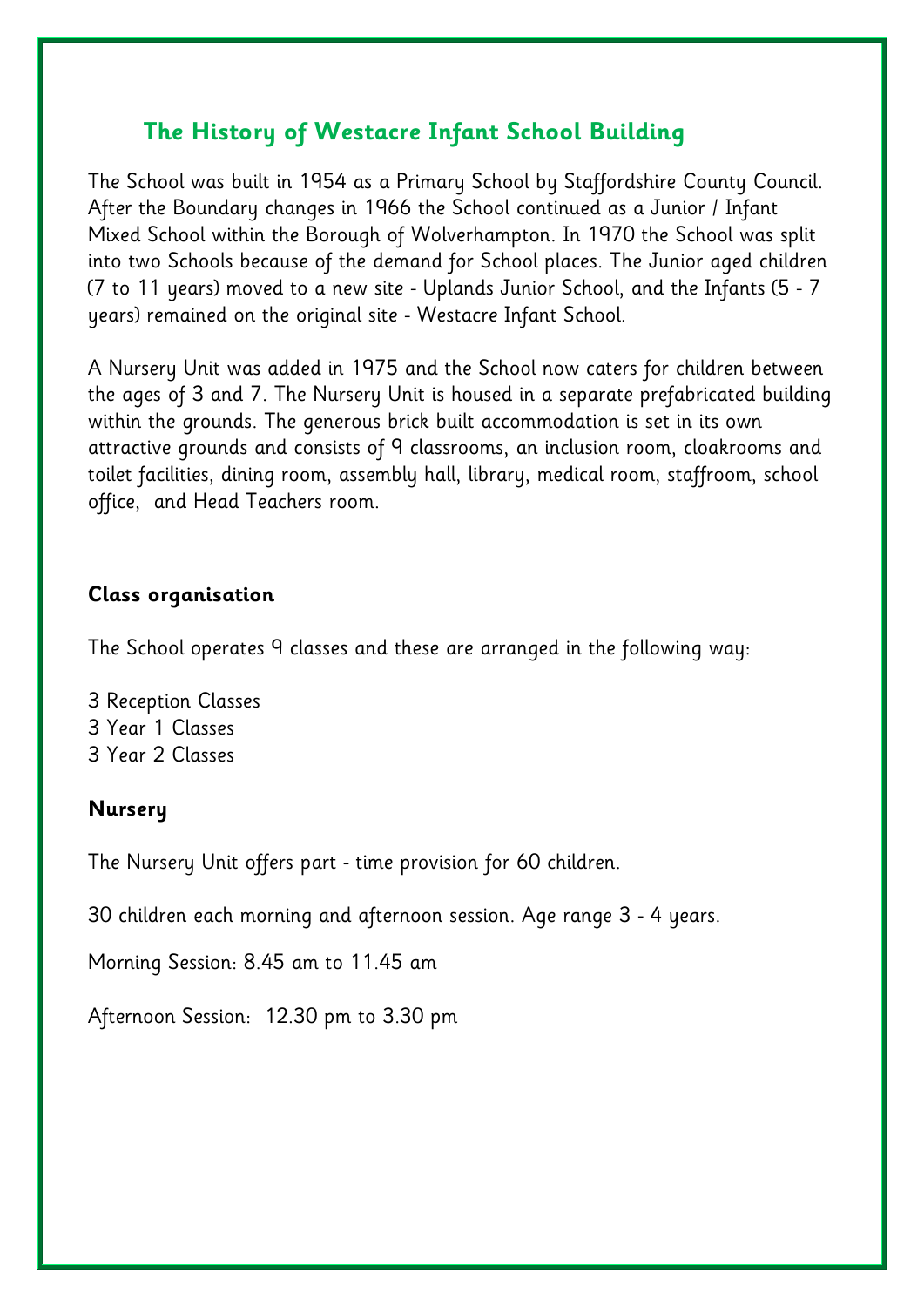## The History of Westacre Infant School Building

The School was built in 1954 as a Primary School by Staffordshire County Council. After the Boundary changes in 1966 the School continued as a Junior / Infant Mixed School within the Borough of Wolverhampton. In 1970 the School was split into two Schools because of the demand for School places. The Junior aged children (7 to 11 years) moved to a new site - Uplands Junior School, and the Infants (5 - 7 years) remained on the original site - Westacre Infant School.

A Nursery Unit was added in 1975 and the School now caters for children between the ages of 3 and 7. The Nursery Unit is housed in a separate prefabricated building within the grounds. The generous brick built accommodation is set in its own attractive grounds and consists of 9 classrooms, an inclusion room, cloakrooms and toilet facilities, dining room, assembly hall, library, medical room, staffroom, school office, and Head Teachers room.

### Class organisation

The School operates 9 classes and these are arranged in the following way:

3 Reception Classes
3 Year 1 Classes
3 Year 2 Classes

### Nursery

The Nursery Unit offers part - time provision for 60 children.

30 children each morning and afternoon session. Age range 3 - 4 years.

Morning Session: 8.45 am to 11.45 am

Afternoon Session: 12.30 pm to 3.30 pm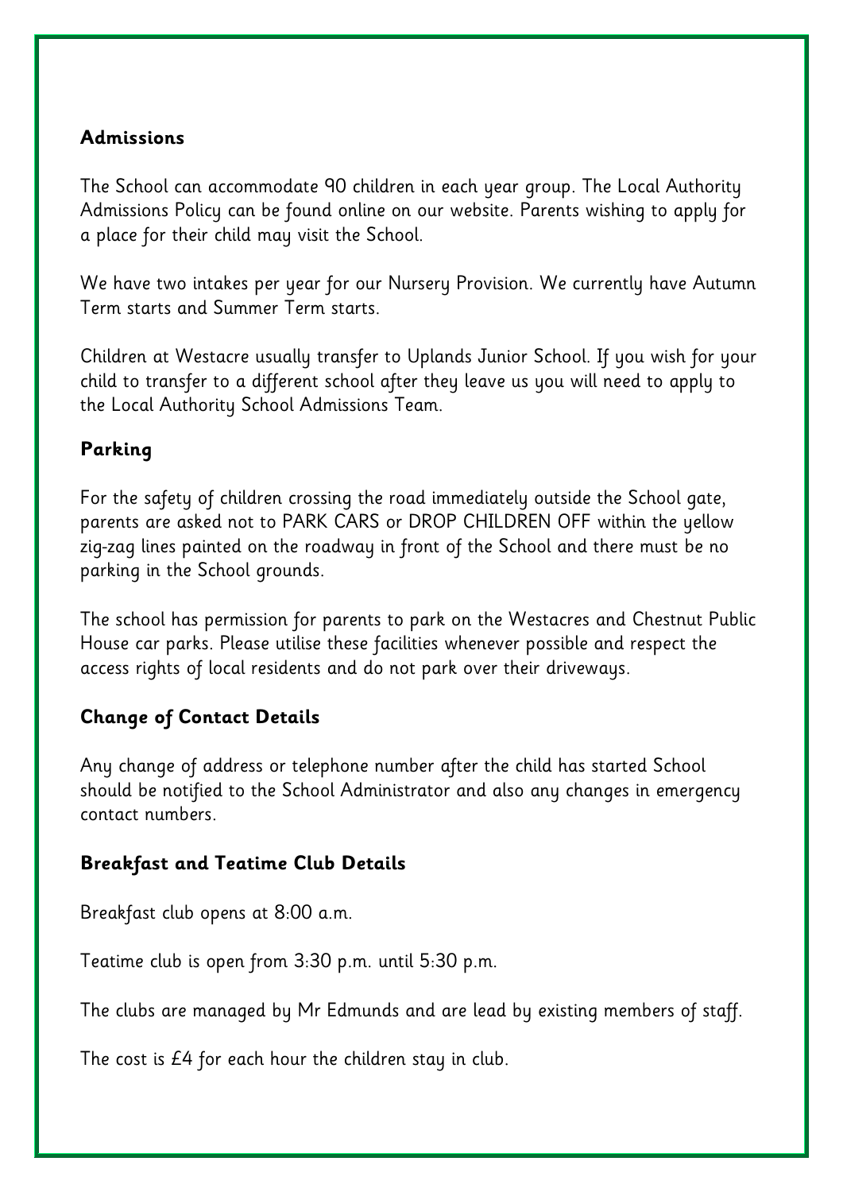## Admissions

The School can accommodate 90 children in each year group. The Local Authority Admissions Policy can be found online on our website. Parents wishing to apply for a place for their child may visit the School.

We have two intakes per year for our Nursery Provision. We currently have Autumn Term starts and Summer Term starts.

Children at Westacre usually transfer to Uplands Junior School. If you wish for your child to transfer to a different school after they leave us you will need to apply to the Local Authority School Admissions Team.

## Parking

For the safety of children crossing the road immediately outside the School gate, parents are asked not to PARK CARS or DROP CHILDREN OFF within the yellow zig-zag lines painted on the roadway in front of the School and there must be no parking in the School grounds.

The school has permission for parents to park on the Westacres and Chestnut Public House car parks. Please utilise these facilities whenever possible and respect the access rights of local residents and do not park over their driveways.

## Change of Contact Details

Any change of address or telephone number after the child has started School should be notified to the School Administrator and also any changes in emergency contact numbers.

## Breakfast and Teatime Club Details

Breakfast club opens at 8:00 a.m.

Teatime club is open from 3:30 p.m. until 5:30 p.m.

The clubs are managed by Mr Edmunds and are lead by existing members of staff.

The cost is £4 for each hour the children stay in club.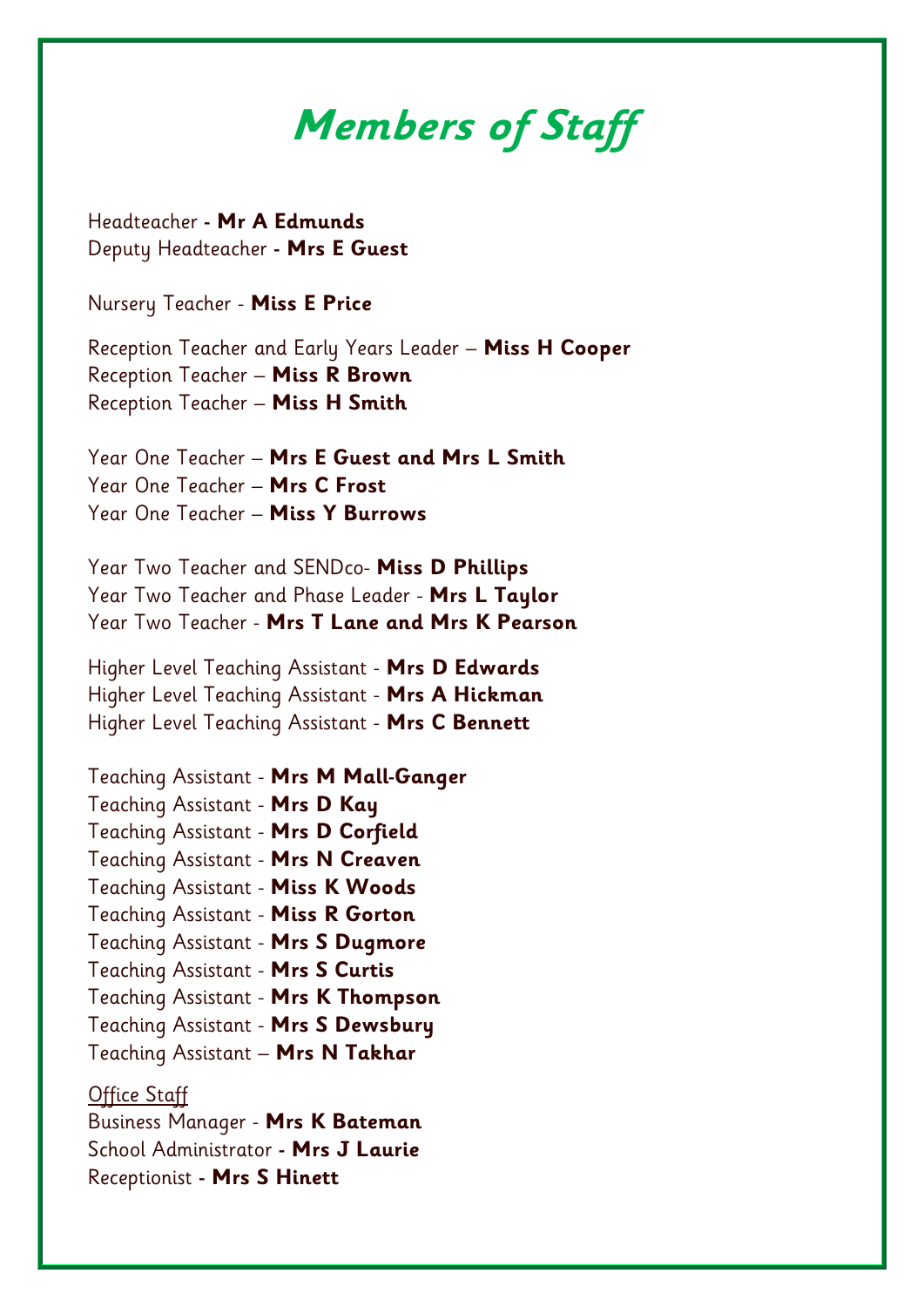# Members of Staff

Headteacher - **Mr A Edmunds**
Deputy Headteacher - **Mrs E Guest**

Nursery Teacher - **Miss E Price**

Reception Teacher and Early Years Leader – **Miss H Cooper**
Reception Teacher – **Miss R Brown**
Reception Teacher – **Miss H Smith**

Year One Teacher – **Mrs E Guest and Mrs L Smith**
Year One Teacher – **Mrs C Frost**
Year One Teacher – **Miss Y Burrows**

Year Two Teacher and SENDco- **Miss D Phillips**
Year Two Teacher and Phase Leader - **Mrs L Taylor**
Year Two Teacher - **Mrs T Lane and Mrs K Pearson**

Higher Level Teaching Assistant - **Mrs D Edwards**
Higher Level Teaching Assistant - **Mrs A Hickman**
Higher Level Teaching Assistant - **Mrs C Bennett**

Teaching Assistant - **Mrs M Mall-Ganger**
Teaching Assistant - **Mrs D Kay**
Teaching Assistant - **Mrs D Corfield**
Teaching Assistant - **Mrs N Creaven**
Teaching Assistant - **Miss K Woods**
Teaching Assistant - **Miss R Gorton**
Teaching Assistant - **Mrs S Dugmore**
Teaching Assistant - **Mrs S Curtis**
Teaching Assistant - **Mrs K Thompson**
Teaching Assistant - **Mrs S Dewsbury**
Teaching Assistant – **Mrs N Takhar**

Office Staff
Business Manager - **Mrs K Bateman**
School Administrator - **Mrs J Laurie**
Receptionist - **Mrs S Hinett**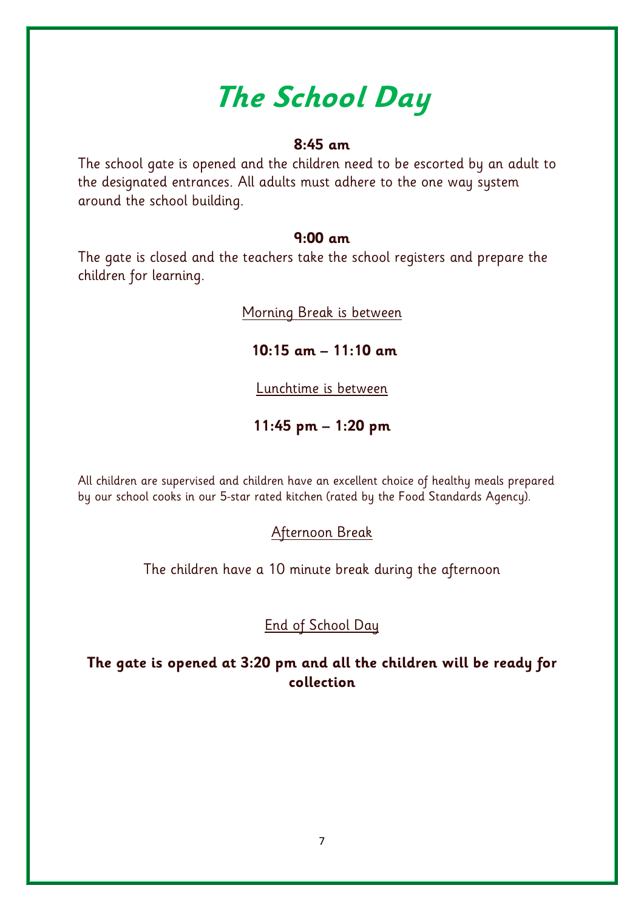# The School Day

**8:45 am**

The school gate is opened and the children need to be escorted by an adult to the designated entrances. All adults must adhere to the one way system around the school building.

**9:00 am**

The gate is closed and the teachers take the school registers and prepare the children for learning.

Morning Break is between

**10:15 am – 11:10 am**

Lunchtime is between

**11:45 pm – 1:20 pm**

All children are supervised and children have an excellent choice of healthy meals prepared by our school cooks in our 5-star rated kitchen (rated by the Food Standards Agency).

Afternoon Break

The children have a 10 minute break during the afternoon

End of School Day

**The gate is opened at 3:20 pm and all the children will be ready for collection**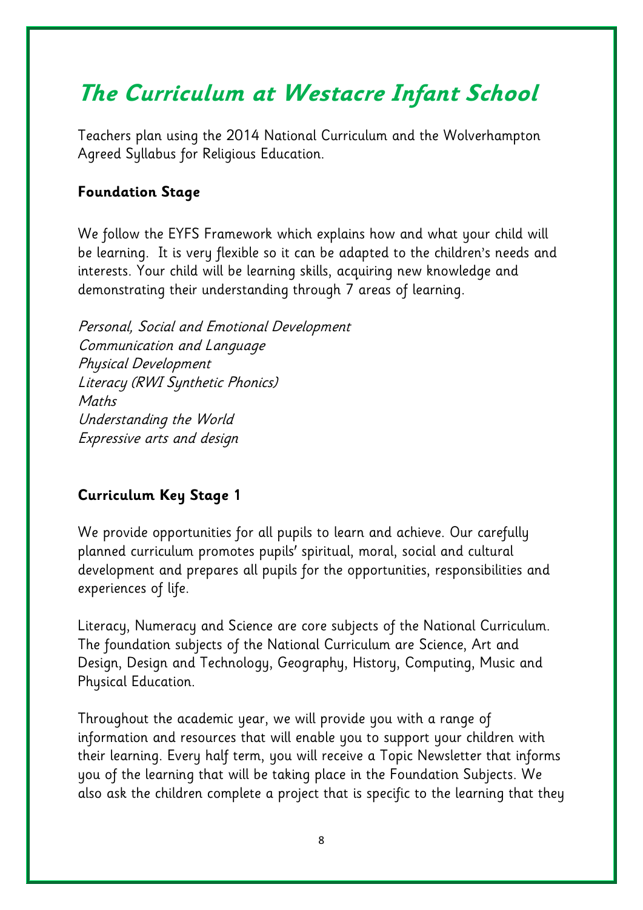# The Curriculum at Westacre Infant School

Teachers plan using the 2014 National Curriculum and the Wolverhampton Agreed Syllabus for Religious Education.

### Foundation Stage

We follow the EYFS Framework which explains how and what your child will be learning. It is very flexible so it can be adapted to the children's needs and interests. Your child will be learning skills, acquiring new knowledge and demonstrating their understanding through 7 areas of learning.

*Personal, Social and Emotional Development*
*Communication and Language*
*Physical Development*
*Literacy (RWI Synthetic Phonics)*
*Maths*
*Understanding the World*
*Expressive arts and design*

### Curriculum Key Stage 1

We provide opportunities for all pupils to learn and achieve. Our carefully planned curriculum promotes pupils' spiritual, moral, social and cultural development and prepares all pupils for the opportunities, responsibilities and experiences of life.

Literacy, Numeracy and Science are core subjects of the National Curriculum. The foundation subjects of the National Curriculum are Science, Art and Design, Design and Technology, Geography, History, Computing, Music and Physical Education.

Throughout the academic year, we will provide you with a range of information and resources that will enable you to support your children with their learning. Every half term, you will receive a Topic Newsletter that informs you of the learning that will be taking place in the Foundation Subjects. We also ask the children complete a project that is specific to the learning that they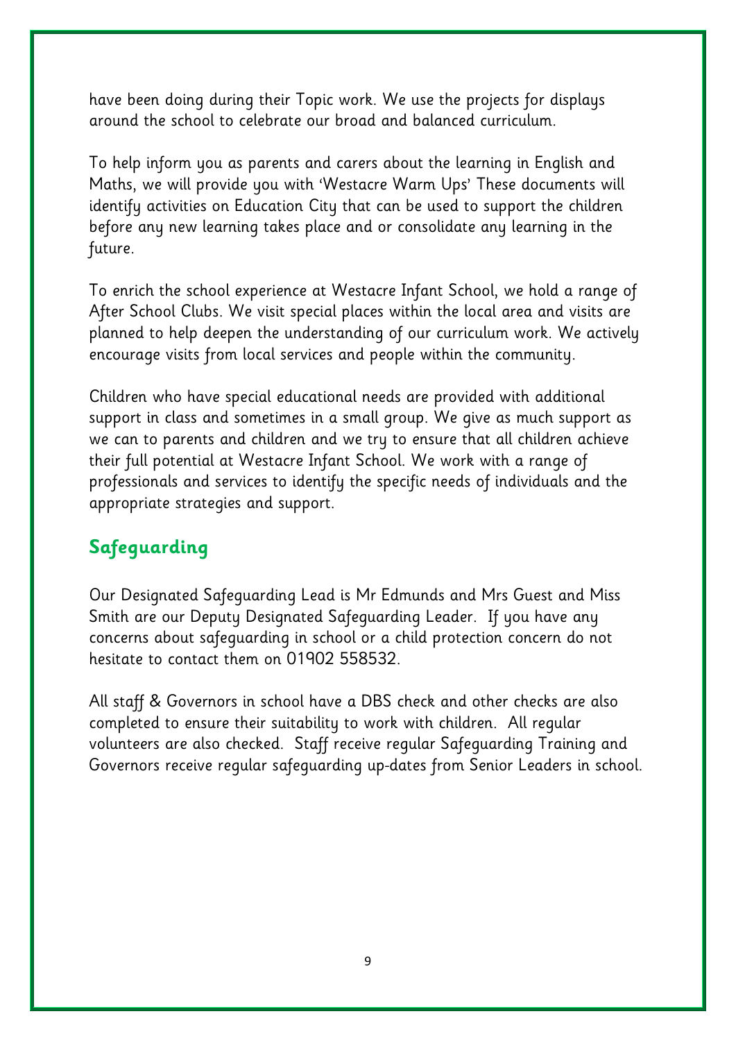have been doing during their Topic work. We use the projects for displays around the school to celebrate our broad and balanced curriculum.

To help inform you as parents and carers about the learning in English and Maths, we will provide you with 'Westacre Warm Ups' These documents will identify activities on Education City that can be used to support the children before any new learning takes place and or consolidate any learning in the future.

To enrich the school experience at Westacre Infant School, we hold a range of After School Clubs. We visit special places within the local area and visits are planned to help deepen the understanding of our curriculum work. We actively encourage visits from local services and people within the community.

Children who have special educational needs are provided with additional support in class and sometimes in a small group. We give as much support as we can to parents and children and we try to ensure that all children achieve their full potential at Westacre Infant School. We work with a range of professionals and services to identify the specific needs of individuals and the appropriate strategies and support.

## Safeguarding

Our Designated Safeguarding Lead is Mr Edmunds and Mrs Guest and Miss Smith are our Deputy Designated Safeguarding Leader. If you have any concerns about safeguarding in school or a child protection concern do not hesitate to contact them on 01902 558532.

All staff & Governors in school have a DBS check and other checks are also completed to ensure their suitability to work with children. All regular volunteers are also checked. Staff receive regular Safeguarding Training and Governors receive regular safeguarding up-dates from Senior Leaders in school.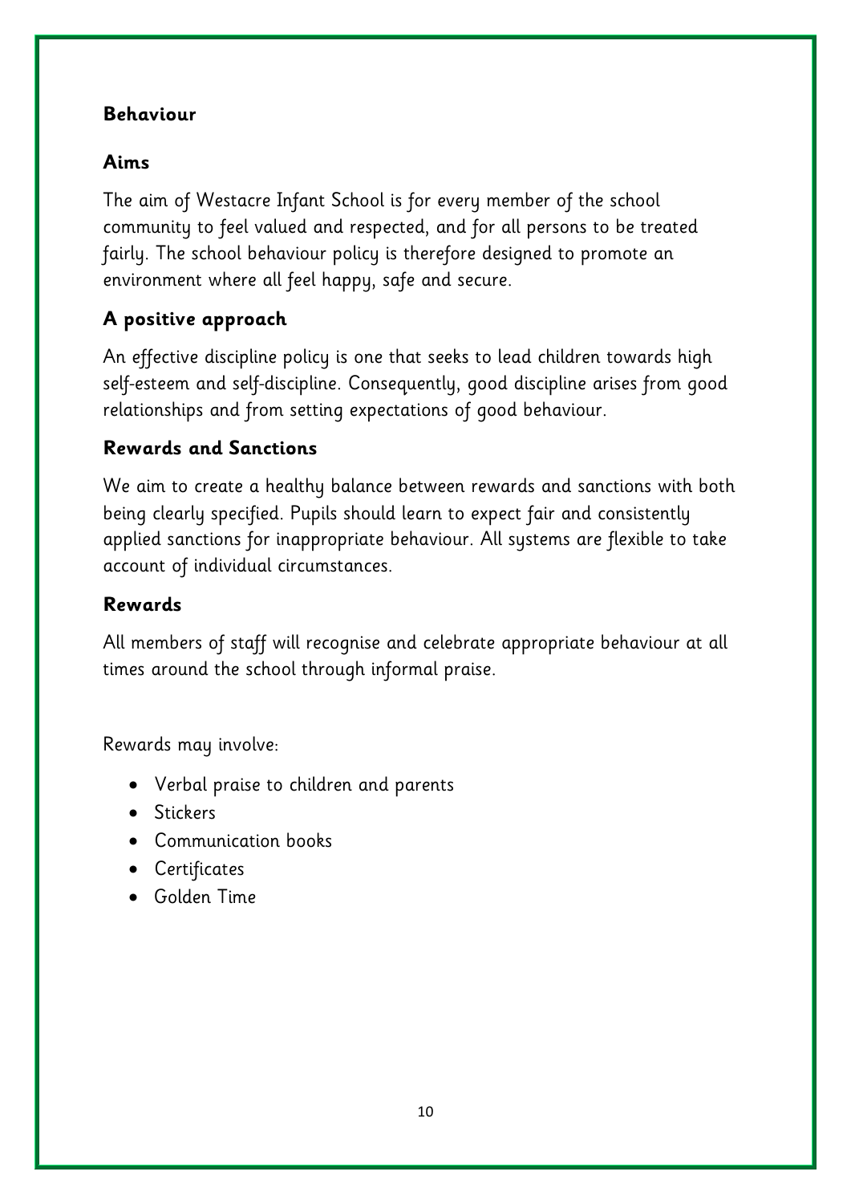## Behaviour

### Aims

The aim of Westacre Infant School is for every member of the school community to feel valued and respected, and for all persons to be treated fairly. The school behaviour policy is therefore designed to promote an environment where all feel happy, safe and secure.

### A positive approach

An effective discipline policy is one that seeks to lead children towards high self-esteem and self-discipline. Consequently, good discipline arises from good relationships and from setting expectations of good behaviour.

### Rewards and Sanctions

We aim to create a healthy balance between rewards and sanctions with both being clearly specified. Pupils should learn to expect fair and consistently applied sanctions for inappropriate behaviour. All systems are flexible to take account of individual circumstances.

### Rewards

All members of staff will recognise and celebrate appropriate behaviour at all times around the school through informal praise.

Rewards may involve:

- Verbal praise to children and parents
- Stickers
- Communication books
- Certificates
- Golden Time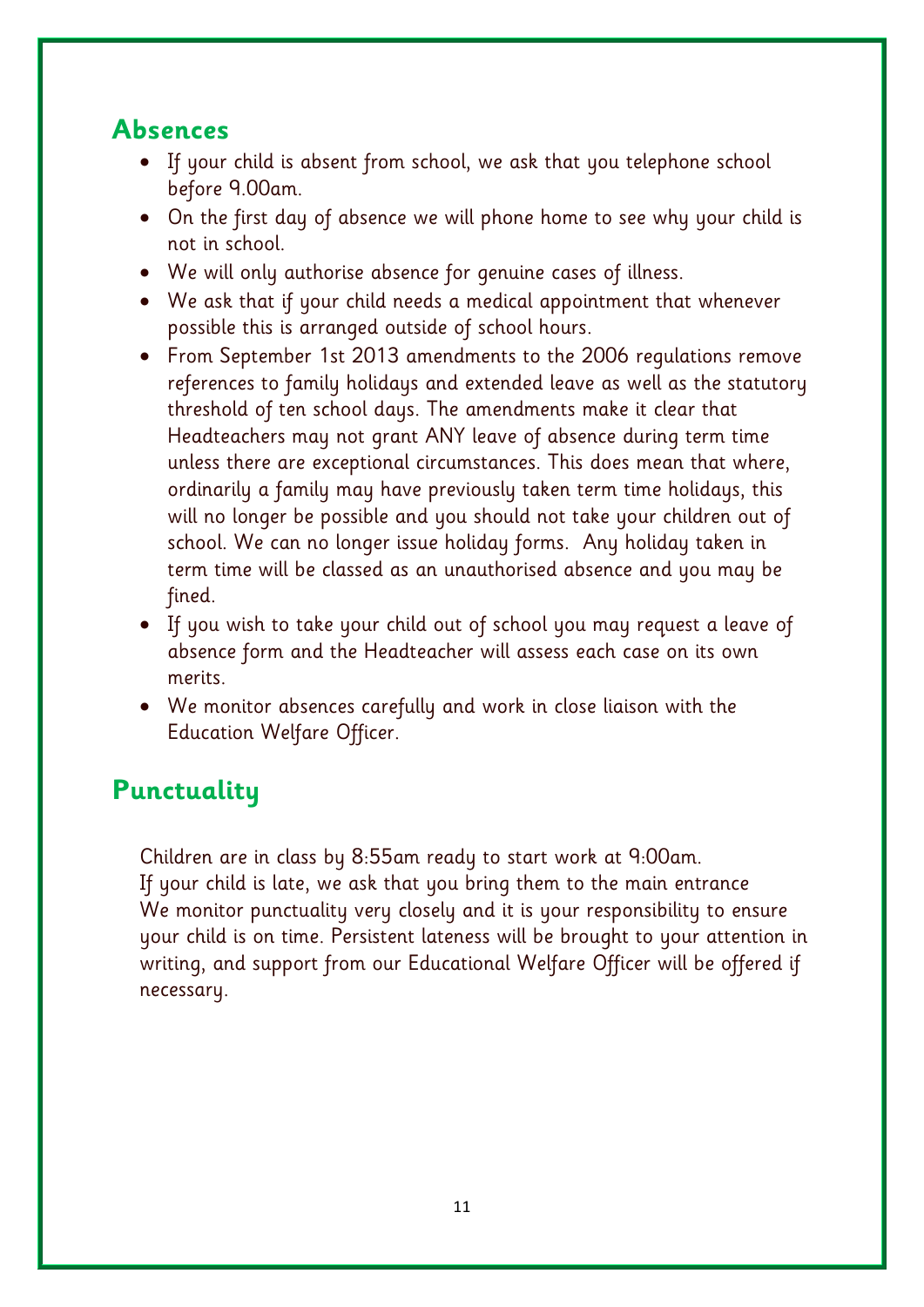## Absences

- If your child is absent from school, we ask that you telephone school before 9.00am.
- On the first day of absence we will phone home to see why your child is not in school.
- We will only authorise absence for genuine cases of illness.
- We ask that if your child needs a medical appointment that whenever possible this is arranged outside of school hours.
- From September 1st 2013 amendments to the 2006 regulations remove references to family holidays and extended leave as well as the statutory threshold of ten school days. The amendments make it clear that Headteachers may not grant ANY leave of absence during term time unless there are exceptional circumstances. This does mean that where, ordinarily a family may have previously taken term time holidays, this will no longer be possible and you should not take your children out of school. We can no longer issue holiday forms. Any holiday taken in term time will be classed as an unauthorised absence and you may be fined.
- If you wish to take your child out of school you may request a leave of absence form and the Headteacher will assess each case on its own merits.
- We monitor absences carefully and work in close liaison with the Education Welfare Officer.

## Punctuality

Children are in class by 8:55am ready to start work at 9:00am.
If your child is late, we ask that you bring them to the main entrance
We monitor punctuality very closely and it is your responsibility to ensure your child is on time. Persistent lateness will be brought to your attention in writing, and support from our Educational Welfare Officer will be offered if necessary.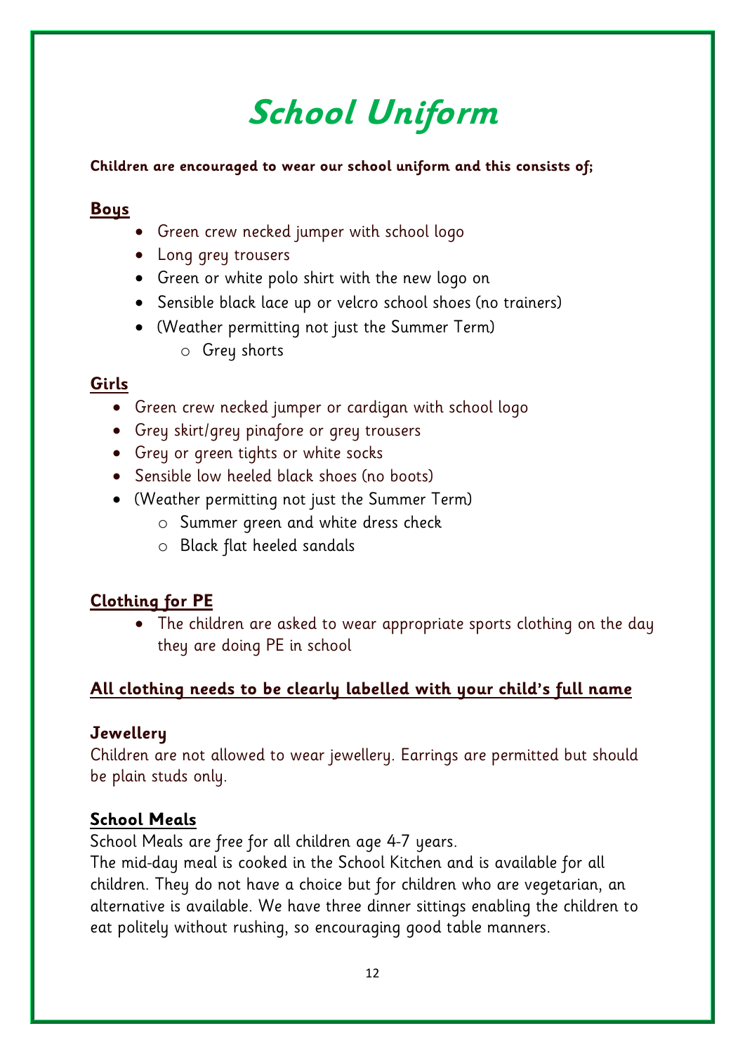# School Uniform

**Children are encouraged to wear our school uniform and this consists of;**

## Boys

- Green crew necked jumper with school logo
- Long grey trousers
- Green or white polo shirt with the new logo on
- Sensible black lace up or velcro school shoes (no trainers)
- (Weather permitting not just the Summer Term)
  - Grey shorts

## Girls

- Green crew necked jumper or cardigan with school logo
- Grey skirt/grey pinafore or grey trousers
- Grey or green tights or white socks
- Sensible low heeled black shoes (no boots)
- (Weather permitting not just the Summer Term)
  - Summer green and white dress check
  - Black flat heeled sandals

## Clothing for PE

- The children are asked to wear appropriate sports clothing on the day they are doing PE in school

**All clothing needs to be clearly labelled with your child's full name**

### Jewellery

Children are not allowed to wear jewellery. Earrings are permitted but should be plain studs only.

## School Meals

School Meals are free for all children age 4-7 years.
The mid-day meal is cooked in the School Kitchen and is available for all children. They do not have a choice but for children who are vegetarian, an alternative is available. We have three dinner sittings enabling the children to eat politely without rushing, so encouraging good table manners.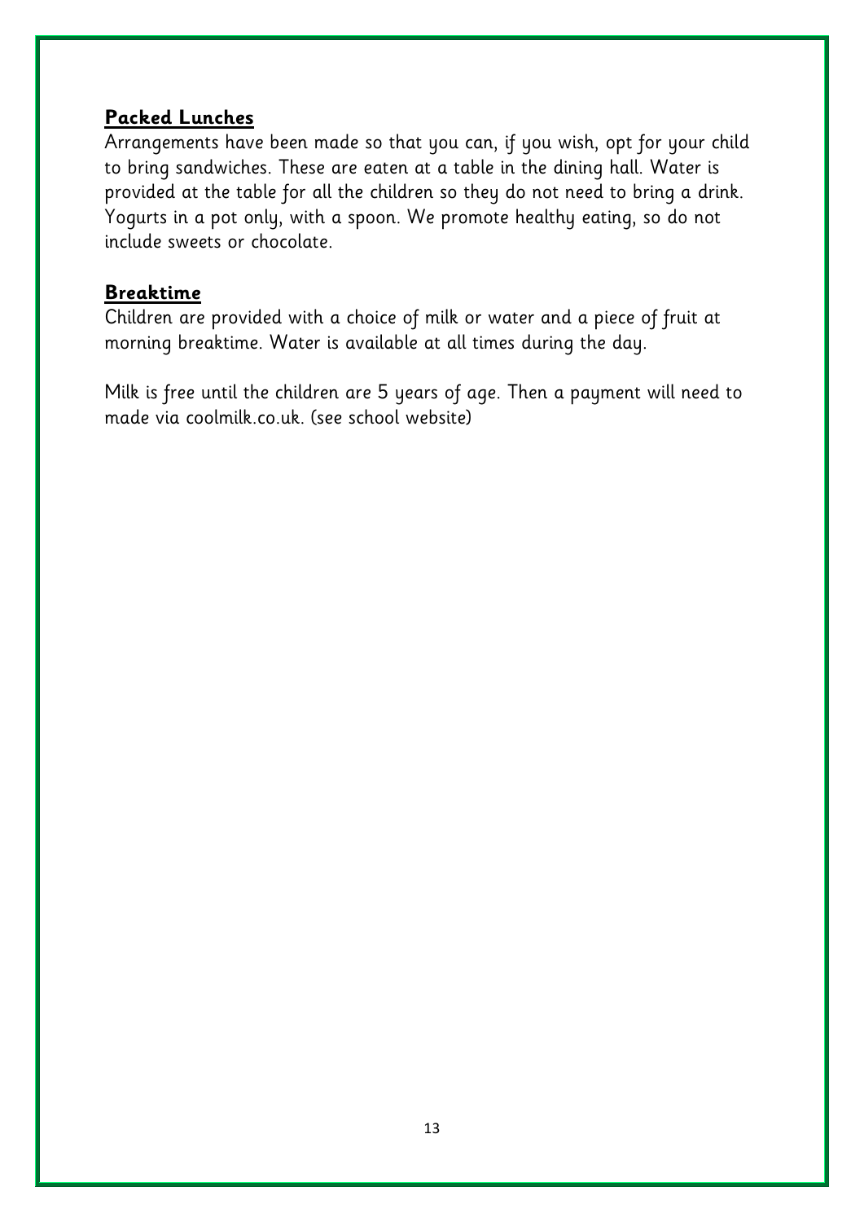## Packed Lunches

Arrangements have been made so that you can, if you wish, opt for your child to bring sandwiches. These are eaten at a table in the dining hall. Water is provided at the table for all the children so they do not need to bring a drink. Yogurts in a pot only, with a spoon. We promote healthy eating, so do not include sweets or chocolate.

## Breaktime

Children are provided with a choice of milk or water and a piece of fruit at morning breaktime. Water is available at all times during the day.

Milk is free until the children are 5 years of age. Then a payment will need to made via coolmilk.co.uk. (see school website)